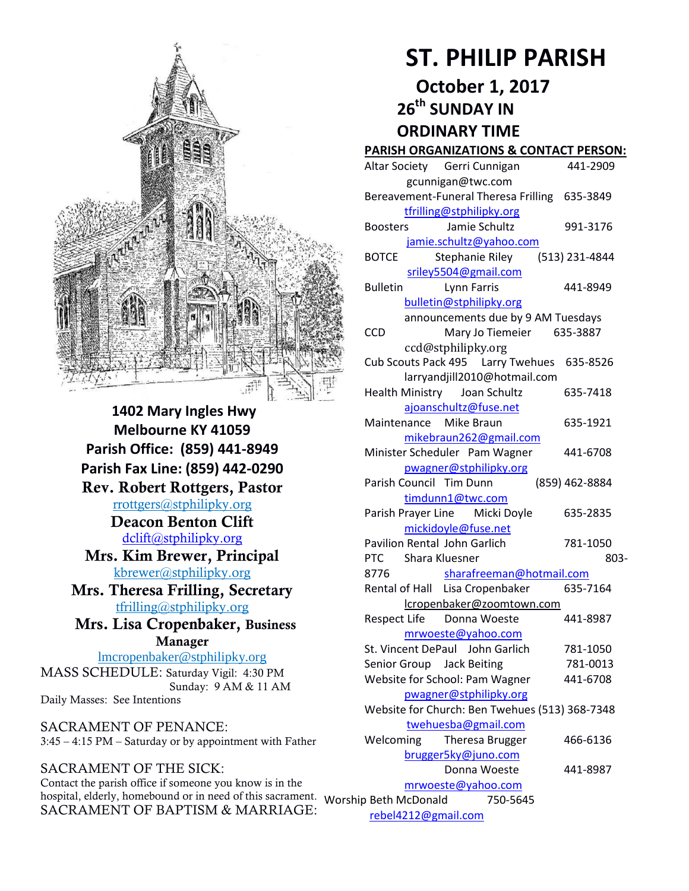# ST. PHILIP PARISH

## October 1, 2017
## 26th SUNDAY IN ORDINARY TIME

**1402 Mary Ingles Hwy**
**Melbourne KY 41059**
**Parish Office: (859) 441-8949**
**Parish Fax Line: (859) 442-0290**

**Rev. Robert Rottgers, Pastor**
rrottgers@stphilipky.org

**Deacon Benton Clift**
dclift@stphilipky.org

**Mrs. Kim Brewer, Principal**
kbrewer@stphilipky.org

**Mrs. Theresa Frilling, Secretary**
tfrilling@stphilipky.org

**Mrs. Lisa Cropenbaker, Business Manager**
lmcropenbaker@stphilipky.org

MASS SCHEDULE: Saturday Vigil: 4:30 PM
Sunday: 9 AM & 11 AM
Daily Masses: See Intentions

SACRAMENT OF PENANCE:
3:45 – 4:15 PM – Saturday or by appointment with Father

SACRAMENT OF THE SICK:
Contact the parish office if someone you know is in the hospital, elderly, homebound or in need of this sacrament.

SACRAMENT OF BAPTISM & MARRIAGE:

**PARISH ORGANIZATIONS & CONTACT PERSON:**

Altar Society Gerri Cunnigan 441-2909
gcunnigan@twc.com

Bereavement-Funeral Theresa Frilling 635-3849
tfrilling@stphilipky.org

Boosters Jamie Schultz 991-3176
jamie.schultz@yahoo.com

BOTCE Stephanie Riley (513) 231-4844
sriley5504@gmail.com

Bulletin Lynn Farris 441-8949
bulletin@stphilipky.org
announcements due by 9 AM Tuesdays

CCD Mary Jo Tiemeier 635-3887
ccd@stphilipky.org

Cub Scouts Pack 495 Larry Twehues 635-8526
larryandjill2010@hotmail.com

Health Ministry Joan Schultz 635-7418
ajoanschultz@fuse.net

Maintenance Mike Braun 635-1921
mikebraun262@gmail.com

Minister Scheduler Pam Wagner 441-6708
pwagner@stphilipky.org

Parish Council Tim Dunn (859) 462-8884
timdunn1@twc.com

Parish Prayer Line Micki Doyle 635-2835
mickidoyle@fuse.net

Pavilion Rental John Garlich 781-1050

PTC Shara Kluesner 803-8776 sharafreeman@hotmail.com

Rental of Hall Lisa Cropenbaker 635-7164
lcropenbaker@zoomtown.com

Respect Life Donna Woeste 441-8987
mrwoeste@yahoo.com

St. Vincent DePaul John Garlich 781-1050

Senior Group Jack Beiting 781-0013

Website for School: Pam Wagner 441-6708
pwagner@stphilipky.org

Website for Church: Ben Twehues (513) 368-7348
twehuesba@gmail.com

Welcoming Theresa Brugger 466-6136
brugger5ky@juno.com
Donna Woeste 441-8987
mrwoeste@yahoo.com

Worship Beth McDonald 750-5645
rebel4212@gmail.com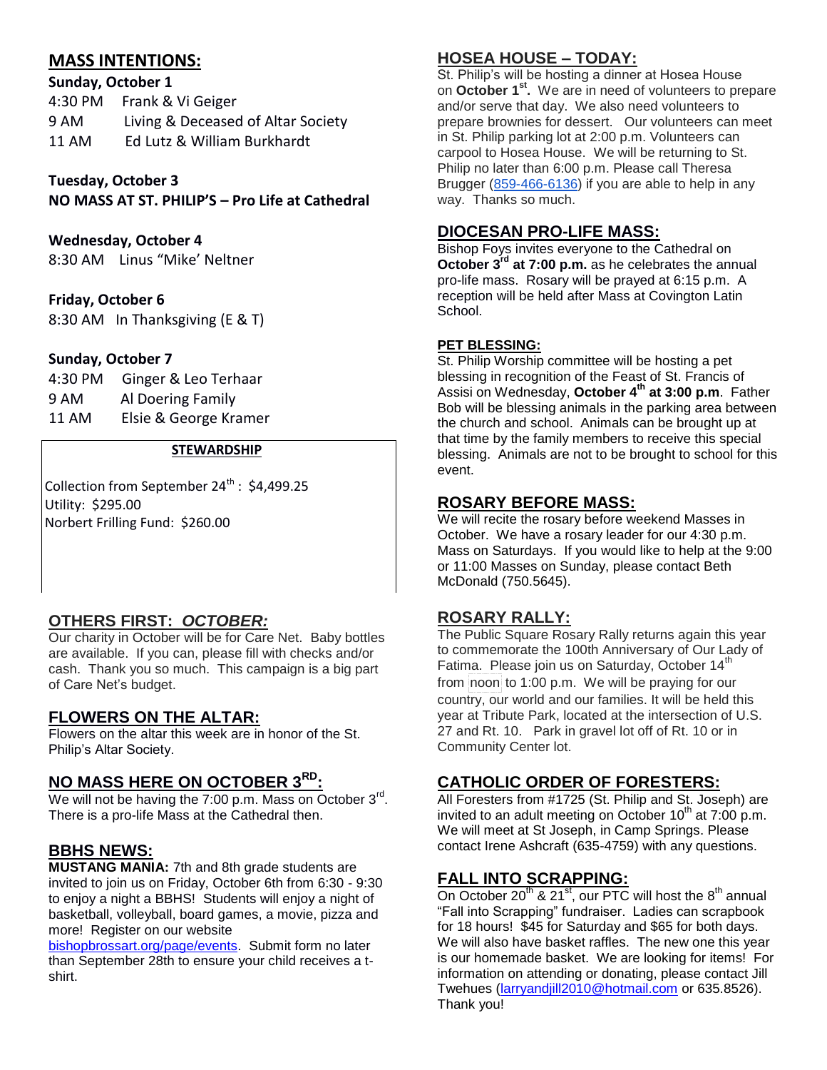## MASS INTENTIONS:

**Sunday, October 1**

4:30 PM Frank & Vi Geiger
9 AM Living & Deceased of Altar Society
11 AM Ed Lutz & William Burkhardt

**Tuesday, October 3**
**NO MASS AT ST. PHILIP'S – Pro Life at Cathedral**

**Wednesday, October 4**
8:30 AM Linus "Mike' Neltner

**Friday, October 6**
8:30 AM In Thanksgiving (E & T)

**Sunday, October 7**

4:30 PM Ginger & Leo Terhaar
9 AM Al Doering Family
11 AM Elsie & George Kramer

**STEWARDSHIP**

Collection from September 24th : $4,499.25
Utility: $295.00
Norbert Frilling Fund: $260.00

## OTHERS FIRST: *OCTOBER:*

Our charity in October will be for Care Net. Baby bottles are available. If you can, please fill with checks and/or cash. Thank you so much. This campaign is a big part of Care Net's budget.

## FLOWERS ON THE ALTAR:

Flowers on the altar this week are in honor of the St. Philip's Altar Society.

## NO MASS HERE ON OCTOBER 3RD:

We will not be having the 7:00 p.m. Mass on October 3rd. There is a pro-life Mass at the Cathedral then.

## BBHS NEWS:

**MUSTANG MANIA:** 7th and 8th grade students are invited to join us on Friday, October 6th from 6:30 - 9:30 to enjoy a night a BBHS! Students will enjoy a night of basketball, volleyball, board games, a movie, pizza and more! Register on our website bishopbrossart.org/page/events. Submit form no later than September 28th to ensure your child receives a t-shirt.

## HOSEA HOUSE – TODAY:

St. Philip's will be hosting a dinner at Hosea House on **October 1st.** We are in need of volunteers to prepare and/or serve that day. We also need volunteers to prepare brownies for dessert. Our volunteers can meet in St. Philip parking lot at 2:00 p.m. Volunteers can carpool to Hosea House. We will be returning to St. Philip no later than 6:00 p.m. Please call Theresa Brugger (859-466-6136) if you are able to help in any way. Thanks so much.

## DIOCESAN PRO-LIFE MASS:

Bishop Foys invites everyone to the Cathedral on **October 3rd at 7:00 p.m.** as he celebrates the annual pro-life mass. Rosary will be prayed at 6:15 p.m. A reception will be held after Mass at Covington Latin School.

### PET BLESSING:

St. Philip Worship committee will be hosting a pet blessing in recognition of the Feast of St. Francis of Assisi on Wednesday, **October 4th at 3:00 p.m**. Father Bob will be blessing animals in the parking area between the church and school. Animals can be brought up at that time by the family members to receive this special blessing. Animals are not to be brought to school for this event.

## ROSARY BEFORE MASS:

We will recite the rosary before weekend Masses in October. We have a rosary leader for our 4:30 p.m. Mass on Saturdays. If you would like to help at the 9:00 or 11:00 Masses on Sunday, please contact Beth McDonald (750.5645).

## ROSARY RALLY:

The Public Square Rosary Rally returns again this year to commemorate the 100th Anniversary of Our Lady of Fatima. Please join us on Saturday, October 14th from noon to 1:00 p.m. We will be praying for our country, our world and our families. It will be held this year at Tribute Park, located at the intersection of U.S. 27 and Rt. 10. Park in gravel lot off of Rt. 10 or in Community Center lot.

## CATHOLIC ORDER OF FORESTERS:

All Foresters from #1725 (St. Philip and St. Joseph) are invited to an adult meeting on October 10th at 7:00 p.m. We will meet at St Joseph, in Camp Springs. Please contact Irene Ashcraft (635-4759) with any questions.

## FALL INTO SCRAPPING:

On October 20th & 21st, our PTC will host the 8th annual "Fall into Scrapping" fundraiser. Ladies can scrapbook for 18 hours! $45 for Saturday and $65 for both days. We will also have basket raffles. The new one this year is our homemade basket. We are looking for items! For information on attending or donating, please contact Jill Twehues (larryandjill2010@hotmail.com or 635.8526). Thank you!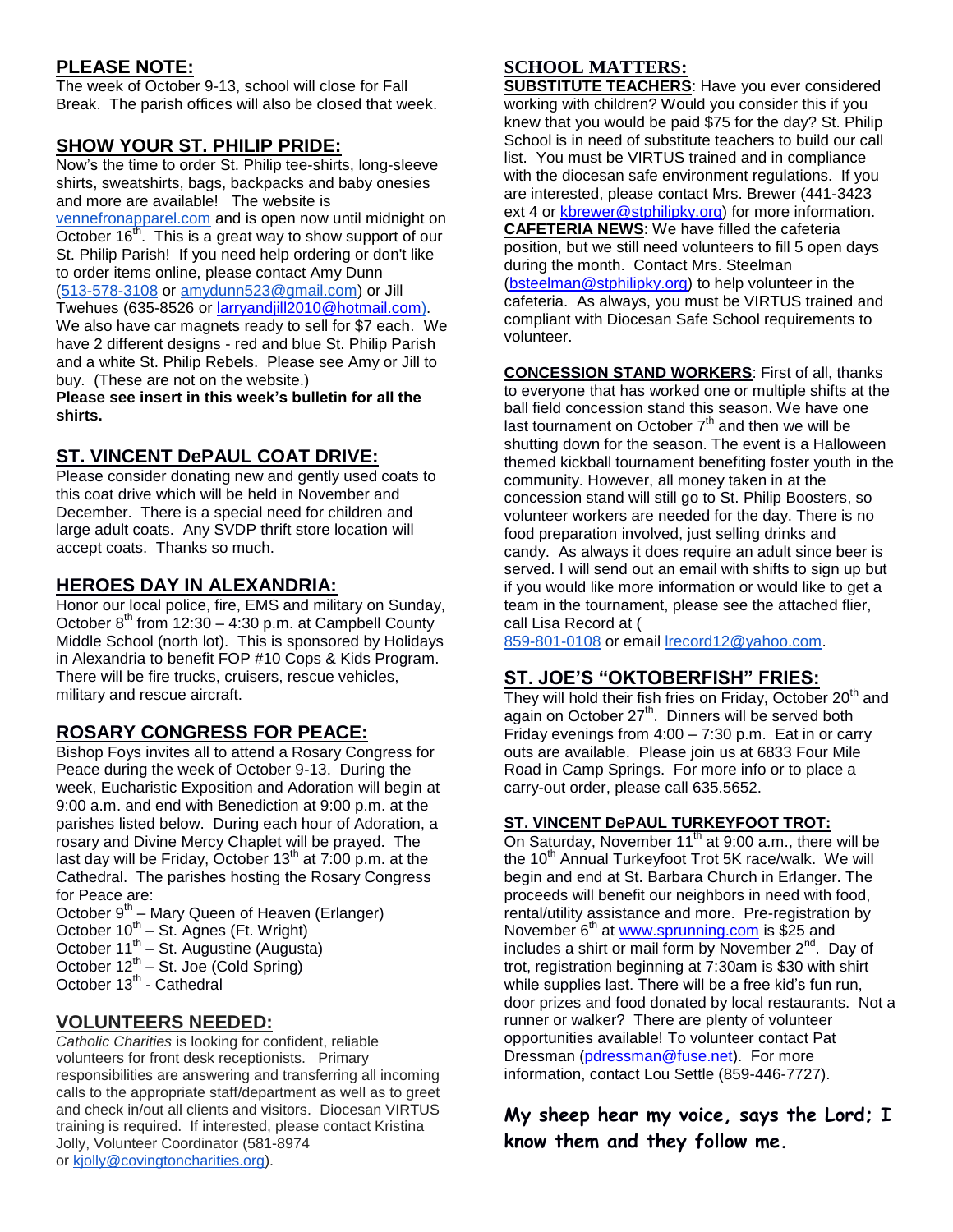## PLEASE NOTE:

The week of October 9-13, school will close for Fall Break. The parish offices will also be closed that week.

## SHOW YOUR ST. PHILIP PRIDE:

Now's the time to order St. Philip tee-shirts, long-sleeve shirts, sweatshirts, bags, backpacks and baby onesies and more are available! The website is vennefronapparel.com and is open now until midnight on October 16th. This is a great way to show support of our St. Philip Parish! If you need help ordering or don't like to order items online, please contact Amy Dunn (513-578-3108 or amydunn523@gmail.com) or Jill Twehues (635-8526 or larryandjill2010@hotmail.com). We also have car magnets ready to sell for $7 each. We have 2 different designs - red and blue St. Philip Parish and a white St. Philip Rebels. Please see Amy or Jill to buy. (These are not on the website.)

**Please see insert in this week's bulletin for all the shirts.**

## ST. VINCENT DePAUL COAT DRIVE:

Please consider donating new and gently used coats to this coat drive which will be held in November and December. There is a special need for children and large adult coats. Any SVDP thrift store location will accept coats. Thanks so much.

## HEROES DAY IN ALEXANDRIA:

Honor our local police, fire, EMS and military on Sunday, October 8th from 12:30 – 4:30 p.m. at Campbell County Middle School (north lot). This is sponsored by Holidays in Alexandria to benefit FOP #10 Cops & Kids Program. There will be fire trucks, cruisers, rescue vehicles, military and rescue aircraft.

## ROSARY CONGRESS FOR PEACE:

Bishop Foys invites all to attend a Rosary Congress for Peace during the week of October 9-13. During the week, Eucharistic Exposition and Adoration will begin at 9:00 a.m. and end with Benediction at 9:00 p.m. at the parishes listed below. During each hour of Adoration, a rosary and Divine Mercy Chaplet will be prayed. The last day will be Friday, October 13th at 7:00 p.m. at the Cathedral. The parishes hosting the Rosary Congress for Peace are:

October 9th – Mary Queen of Heaven (Erlanger)
October 10th – St. Agnes (Ft. Wright)
October 11th – St. Augustine (Augusta)
October 12th – St. Joe (Cold Spring)
October 13th - Cathedral

## VOLUNTEERS NEEDED:

*Catholic Charities* is looking for confident, reliable volunteers for front desk receptionists. Primary responsibilities are answering and transferring all incoming calls to the appropriate staff/department as well as to greet and check in/out all clients and visitors. Diocesan VIRTUS training is required. If interested, please contact Kristina Jolly, Volunteer Coordinator (581-8974 or kjolly@covingtoncharities.org).

## SCHOOL MATTERS:

**SUBSTITUTE TEACHERS**: Have you ever considered working with children? Would you consider this if you knew that you would be paid $75 for the day? St. Philip School is in need of substitute teachers to build our call list. You must be VIRTUS trained and in compliance with the diocesan safe environment regulations. If you are interested, please contact Mrs. Brewer (441-3423 ext 4 or kbrewer@stphilipky.org) for more information.

**CAFETERIA NEWS**: We have filled the cafeteria position, but we still need volunteers to fill 5 open days during the month. Contact Mrs. Steelman (bsteelman@stphilipky.org) to help volunteer in the cafeteria. As always, you must be VIRTUS trained and compliant with Diocesan Safe School requirements to volunteer.

**CONCESSION STAND WORKERS**: First of all, thanks to everyone that has worked one or multiple shifts at the ball field concession stand this season. We have one last tournament on October 7th and then we will be shutting down for the season. The event is a Halloween themed kickball tournament benefiting foster youth in the community. However, all money taken in at the concession stand will still go to St. Philip Boosters, so volunteer workers are needed for the day. There is no food preparation involved, just selling drinks and candy. As always it does require an adult since beer is served. I will send out an email with shifts to sign up but if you would like more information or would like to get a team in the tournament, please see the attached flier, call Lisa Record at (859-801-0108 or email lrecord12@yahoo.com.

## ST. JOE'S "OKTOBERFISH" FRIES:

They will hold their fish fries on Friday, October 20th and again on October 27th. Dinners will be served both Friday evenings from 4:00 – 7:30 p.m. Eat in or carry outs are available. Please join us at 6833 Four Mile Road in Camp Springs. For more info or to place a carry-out order, please call 635.5652.

### ST. VINCENT DePAUL TURKEYFOOT TROT:

On Saturday, November 11th at 9:00 a.m., there will be the 10th Annual Turkeyfoot Trot 5K race/walk. We will begin and end at St. Barbara Church in Erlanger. The proceeds will benefit our neighbors in need with food, rental/utility assistance and more. Pre-registration by November 6th at www.sprunning.com is $25 and includes a shirt or mail form by November 2nd. Day of trot, registration beginning at 7:30am is $30 with shirt while supplies last. There will be a free kid's fun run, door prizes and food donated by local restaurants. Not a runner or walker? There are plenty of volunteer opportunities available! To volunteer contact Pat Dressman (pdressman@fuse.net). For more information, contact Lou Settle (859-446-7727).

**My sheep hear my voice, says the Lord; I know them and they follow me.**